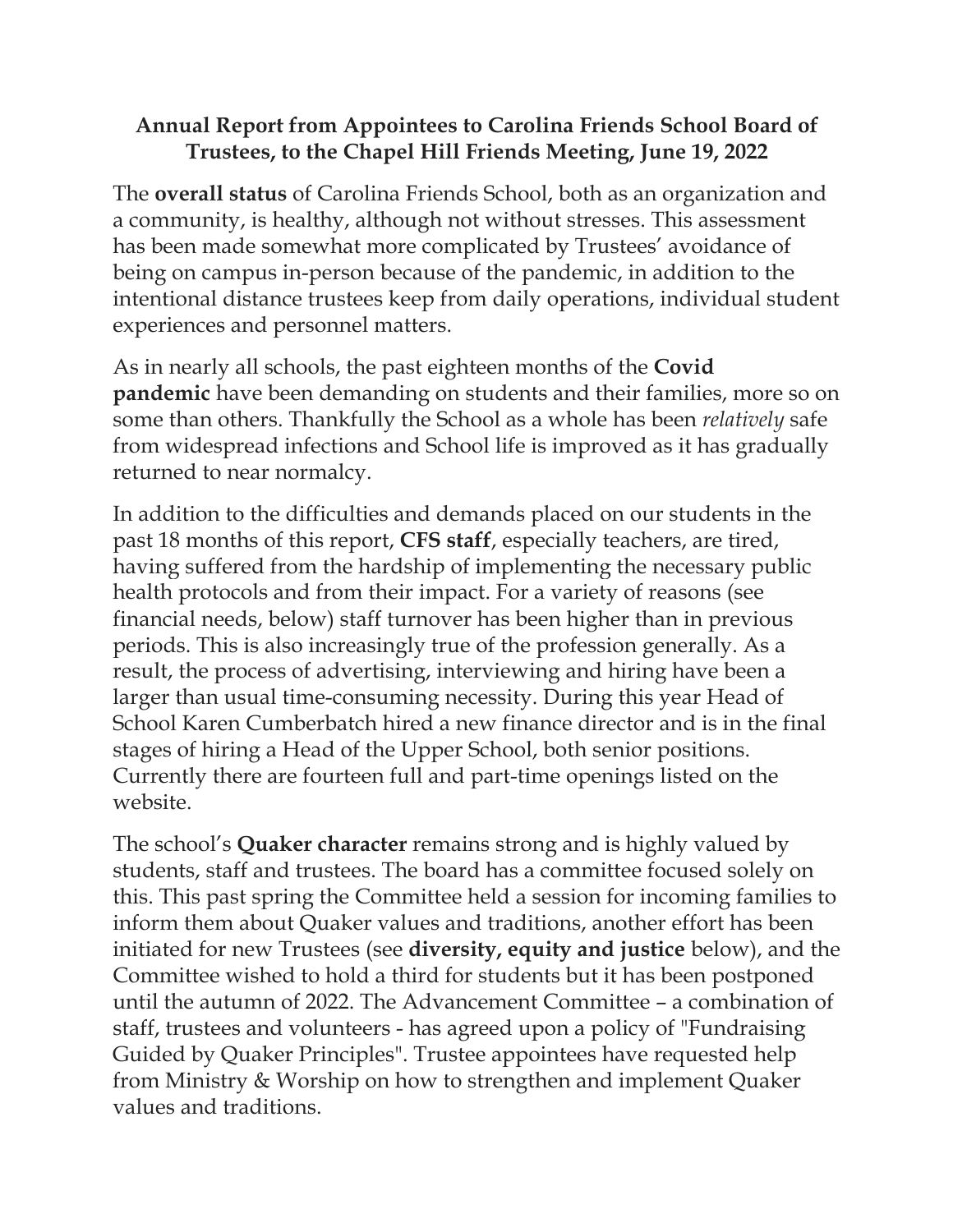**Annual Report from Appointees to Carolina Friends School Board of Trustees, to the Chapel Hill Friends Meeting, June 19, 2022**

The **overall status** of Carolina Friends School, both as an organization and a community, is healthy, although not without stresses. This assessment has been made somewhat more complicated by Trustees' avoidance of being on campus in-person because of the pandemic, in addition to the intentional distance trustees keep from daily operations, individual student experiences and personnel matters.

As in nearly all schools, the past eighteen months of the **Covid pandemic** have been demanding on students and their families, more so on some than others. Thankfully the School as a whole has been *relatively* safe from widespread infections and School life is improved as it has gradually returned to near normalcy.

In addition to the difficulties and demands placed on our students in the past 18 months of this report, **CFS staff**, especially teachers, are tired, having suffered from the hardship of implementing the necessary public health protocols and from their impact. For a variety of reasons (see financial needs, below) staff turnover has been higher than in previous periods. This is also increasingly true of the profession generally. As a result, the process of advertising, interviewing and hiring have been a larger than usual time-consuming necessity. During this year Head of School Karen Cumberbatch hired a new finance director and is in the final stages of hiring a Head of the Upper School, both senior positions. Currently there are fourteen full and part-time openings listed on the website.

The school's **Quaker character** remains strong and is highly valued by students, staff and trustees. The board has a committee focused solely on this. This past spring the Committee held a session for incoming families to inform them about Quaker values and traditions, another effort has been initiated for new Trustees (see **diversity, equity and justice** below), and the Committee wished to hold a third for students but it has been postponed until the autumn of 2022. The Advancement Committee – a combination of staff, trustees and volunteers - has agreed upon a policy of "Fundraising Guided by Quaker Principles". Trustee appointees have requested help from Ministry & Worship on how to strengthen and implement Quaker values and traditions.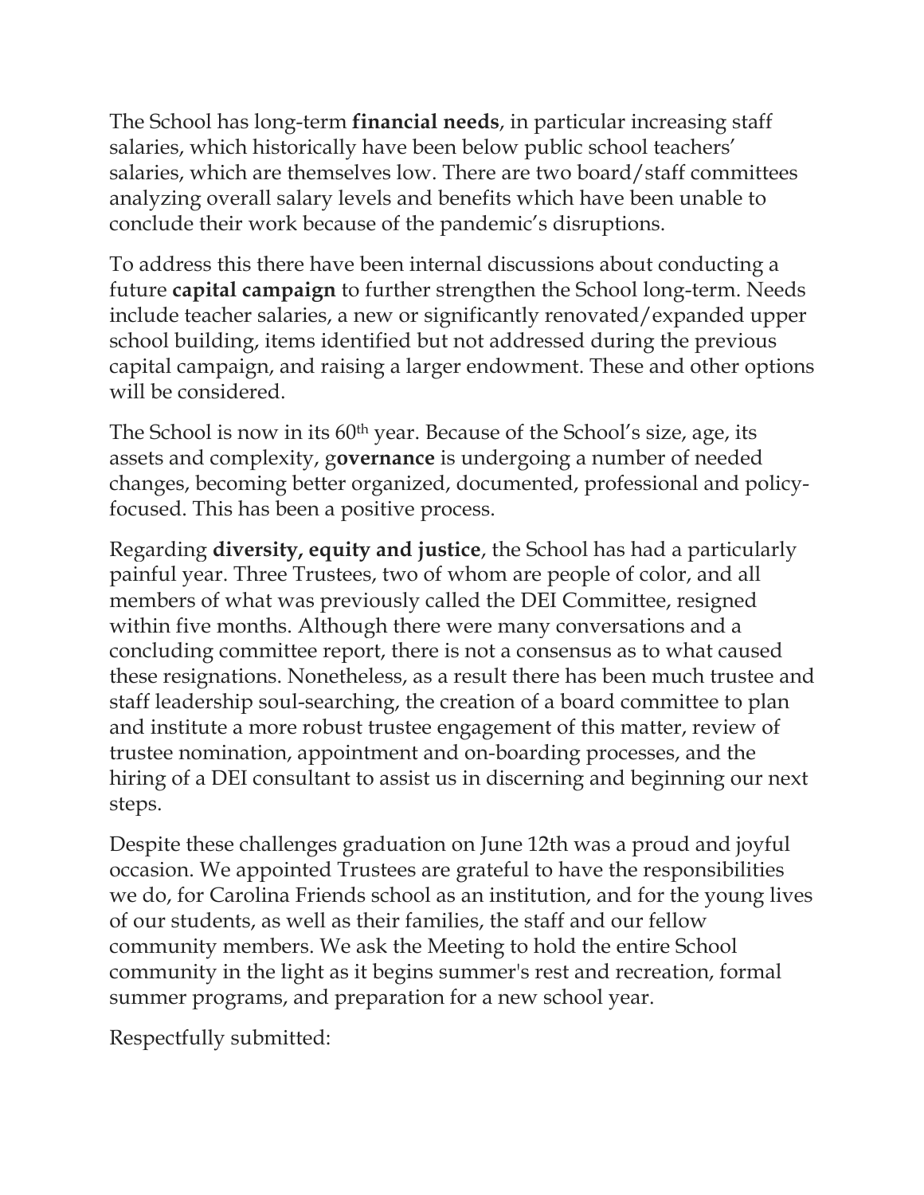The School has long-term **financial needs**, in particular increasing staff salaries, which historically have been below public school teachers' salaries, which are themselves low. There are two board/staff committees analyzing overall salary levels and benefits which have been unable to conclude their work because of the pandemic's disruptions.

To address this there have been internal discussions about conducting a future **capital campaign** to further strengthen the School long-term. Needs include teacher salaries, a new or significantly renovated/expanded upper school building, items identified but not addressed during the previous capital campaign, and raising a larger endowment. These and other options will be considered.

The School is now in its 60th year. Because of the School's size, age, its assets and complexity, g**overnance** is undergoing a number of needed changes, becoming better organized, documented, professional and policy-focused. This has been a positive process.

Regarding **diversity, equity and justice**, the School has had a particularly painful year. Three Trustees, two of whom are people of color, and all members of what was previously called the DEI Committee, resigned within five months. Although there were many conversations and a concluding committee report, there is not a consensus as to what caused these resignations. Nonetheless, as a result there has been much trustee and staff leadership soul-searching, the creation of a board committee to plan and institute a more robust trustee engagement of this matter, review of trustee nomination, appointment and on-boarding processes, and the hiring of a DEI consultant to assist us in discerning and beginning our next steps.

Despite these challenges graduation on June 12th was a proud and joyful occasion. We appointed Trustees are grateful to have the responsibilities we do, for Carolina Friends school as an institution, and for the young lives of our students, as well as their families, the staff and our fellow community members. We ask the Meeting to hold the entire School community in the light as it begins summer's rest and recreation, formal summer programs, and preparation for a new school year.

Respectfully submitted: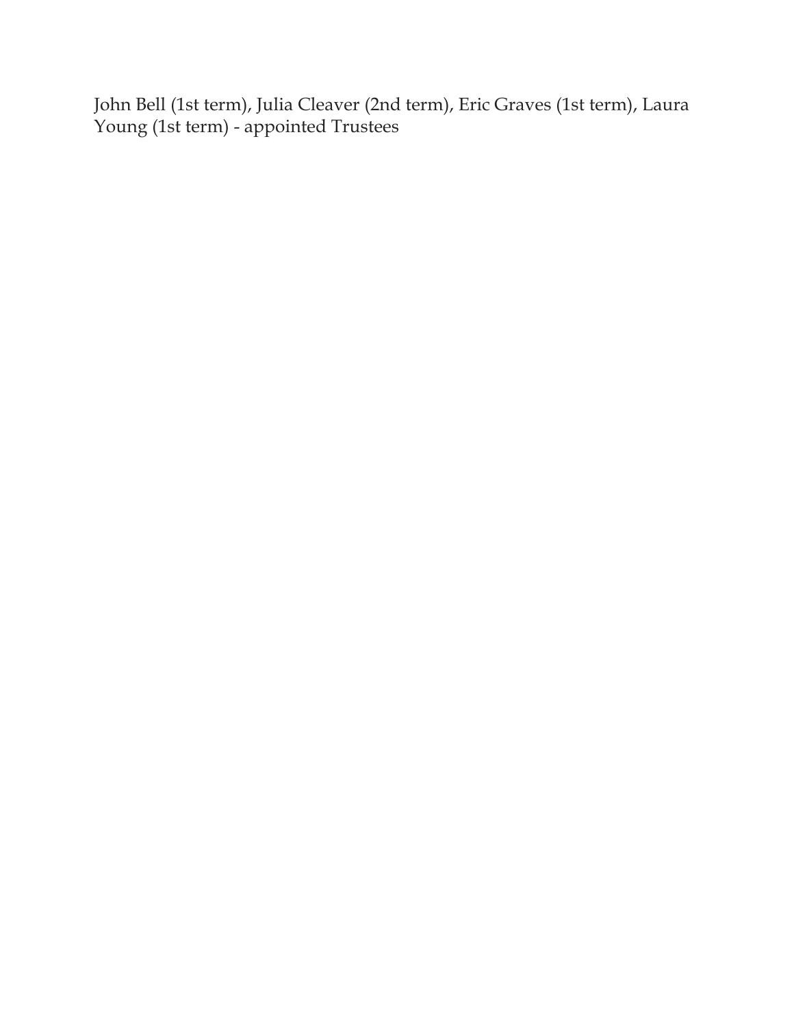John Bell (1st term), Julia Cleaver (2nd term), Eric Graves (1st term), Laura Young (1st term) - appointed Trustees